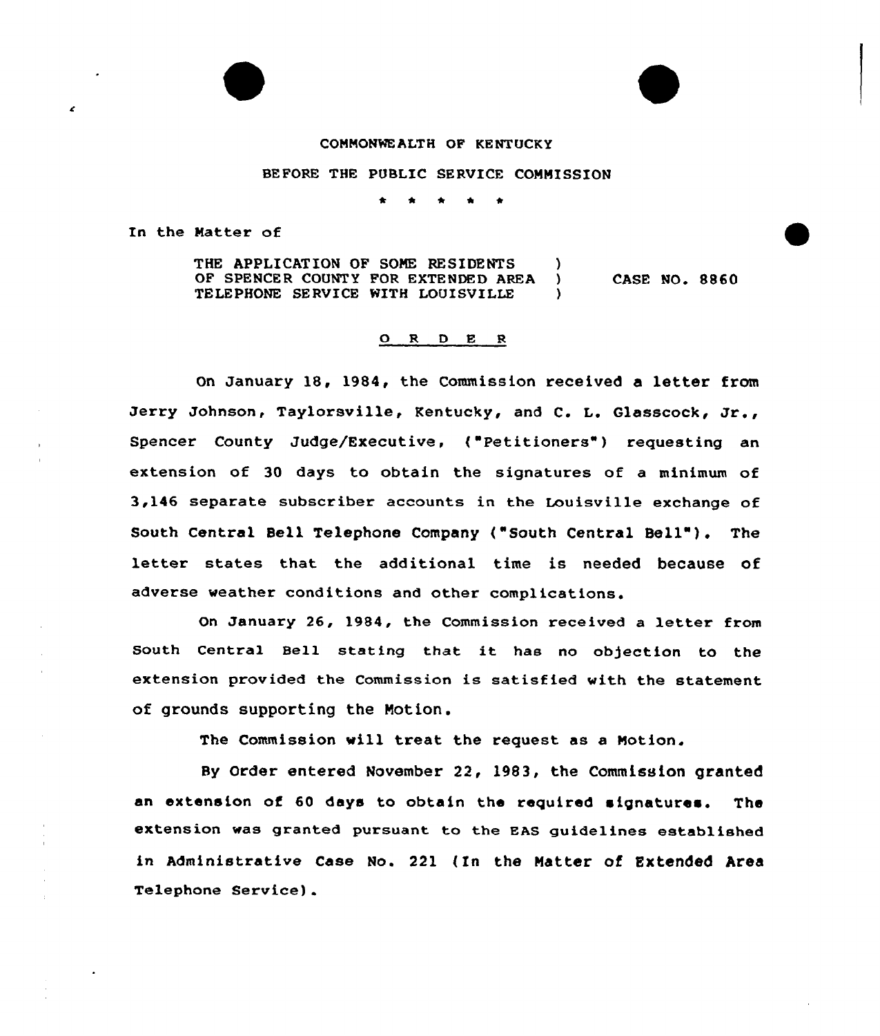COMMONWEALTH OF KENTUCKY

BEFORE THE PUBLIC SERVICE COMMISSION

\* \* \* \* \*

In the Matter of

THE APPLICATION OF SOME RESIDENTS OF SPENCER COUNTY FOR EXTENDED AREA TELEPHONE SERVICE WITH LOUISVILLE ) CASE NO. 8860

## O R D E R

On January 18, 1984, the Commission received a letter from Jerry Johnson, Taylorsville, Kentucky, and C. L. Glasscock, Jr., Spencer County Judge/Executive, ("Petitioners") requesting an extension of 30 days to obtain the signatures of a minimum of 3,146 separate subscriber accounts in the Louisville exchange of South Central Bell Telephone Company ("South Central Bell"). The letter states that the additional time is needed because of adverse weather conditions and other complications.

On January 26, 1984, the Commission received a letter from South Central Bell stating that it has no objection to the extension provided the Commission is satisfied with the statement of grounds supporting the Motion.

The Commission will treat the request as a Motion.

By Order entered November 22, 1983, the Commission granted an extension of 60 days to obtain the required signatures. The extension was granted pursuant to the EAS guidelines established in Administrative Case No. 221 (In the Matter of Extended Area Telephone Service).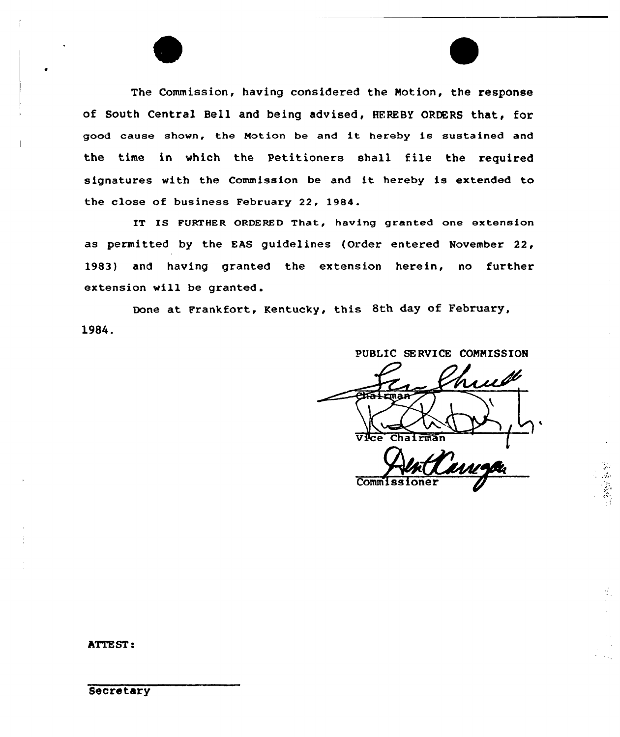The Commission, having considered the Motion, the response of South Central Bell and being advised, HEREBY ORDERS that, for good cause shown, the Motion be and it hereby is sustained and the time in which the Petitioners shall file the required signatures with the Commission be and it hereby is extended to the close of business February 22, 1984.

IT IS FURTHER ORDERED That, having granted one extension as permitted by the EAS guidelines (Order entered November 22, 1983) and having granted the extension herein, no further extension will be granted.

Done at Frankfort, Kentucky, this 8th day of February, 1984.

PUBLIC SERVICE COMMISSION

Chairman

Vice Chairman

Commissioner

ATTEST:

Secretary